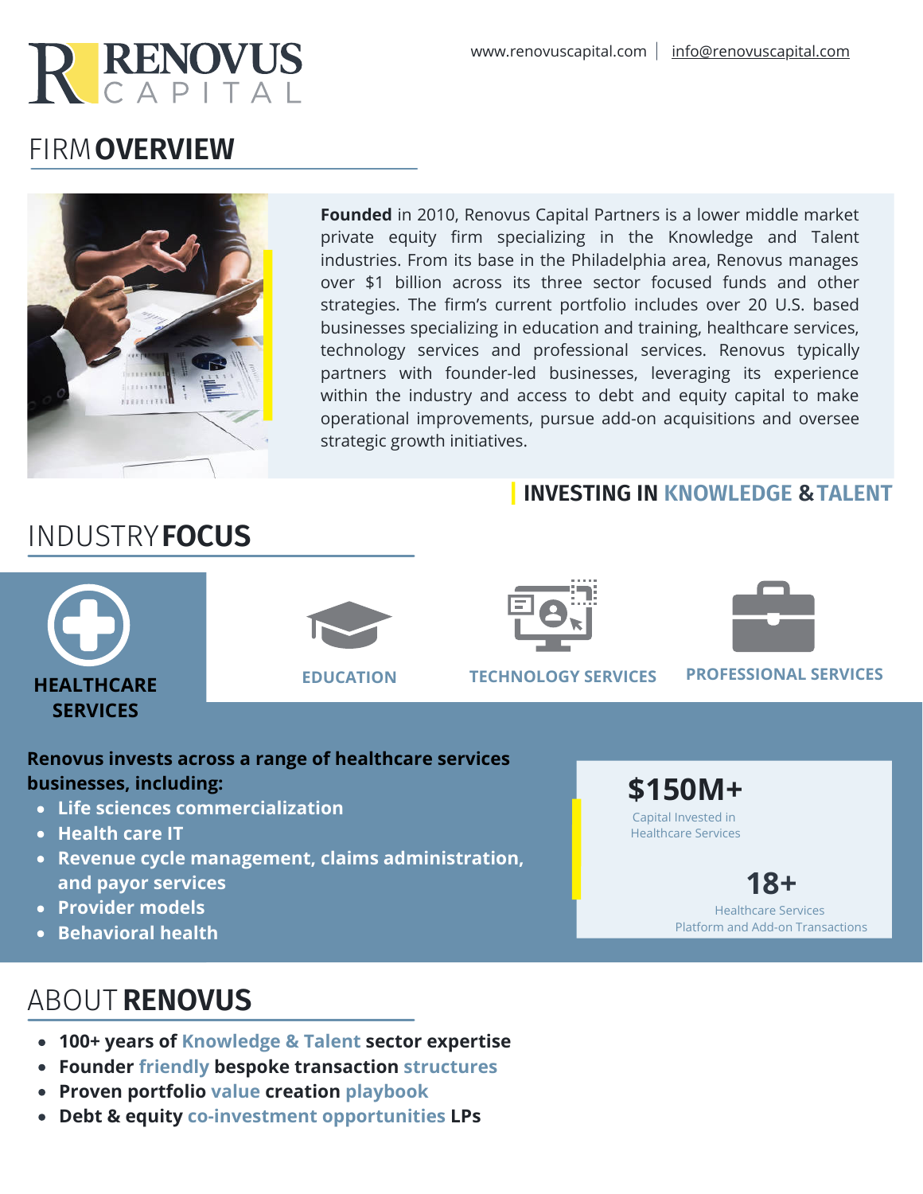# RENOVUS CAPITAL

www.renovuscapital.com | info@renovuscapital.com

## FIRM OVERVIEW

**Founded** in 2010, Renovus Capital Partners is a lower middle market private equity firm specializing in the Knowledge and Talent industries. From its base in the Philadelphia area, Renovus manages over $1 billion across its three sector focused funds and other strategies. The firm's current portfolio includes over 20 U.S. based businesses specializing in education and training, healthcare services, technology services and professional services. Renovus typically partners with founder-led businesses, leveraging its experience within the industry and access to debt and equity capital to make operational improvements, pursue add-on acquisitions and oversee strategic growth initiatives.

**INVESTING IN KNOWLEDGE & TALENT**

## INDUSTRY FOCUS

**HEALTHCARE SERVICES** | **EDUCATION** | **TECHNOLOGY SERVICES** | **PROFESSIONAL SERVICES**

**Renovus invests across a range of healthcare services businesses, including:**

- **Life sciences commercialization**
- **Health care IT**
- **Revenue cycle management, claims administration, and payor services**
- **Provider models**
- **Behavioral health**

**$150M+**
Capital Invested in Healthcare Services

**18+**
Healthcare Services Platform and Add-on Transactions

## ABOUT RENOVUS

- **100+ years of Knowledge & Talent sector expertise**
- **Founder friendly bespoke transaction structures**
- **Proven portfolio value creation playbook**
- **Debt & equity co-investment opportunities LPs**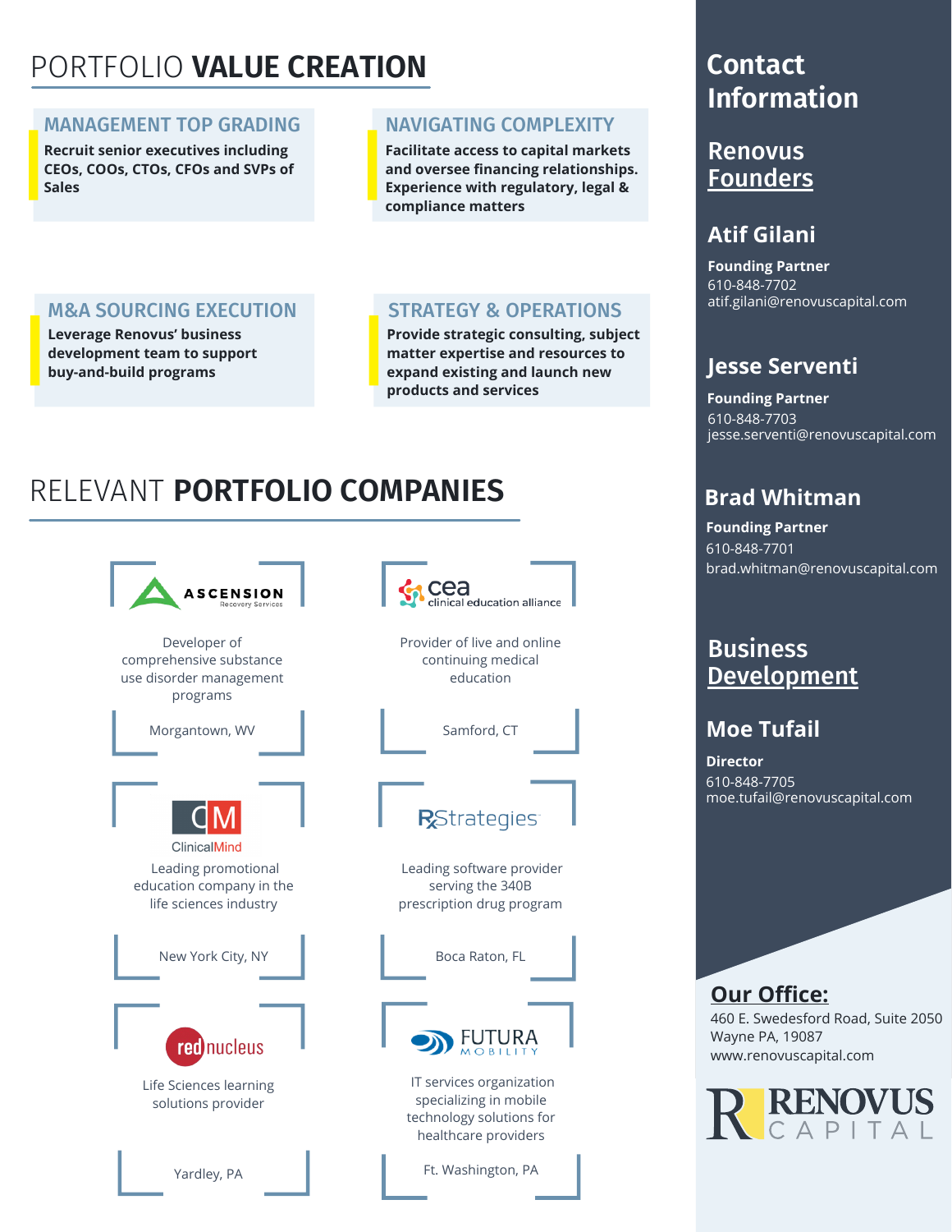# PORTFOLIO **VALUE CREATION**

### MANAGEMENT TOP GRADING

**Recruit senior executives including CEOs, COOs, CTOs, CFOs and SVPs of Sales**

### NAVIGATING COMPLEXITY

**Facilitate access to capital markets and oversee financing relationships. Experience with regulatory, legal & compliance matters**

### M&A SOURCING EXECUTION

**Leverage Renovus' business development team to support buy-and-build programs**

### STRATEGY & OPERATIONS

**Provide strategic consulting, subject matter expertise and resources to expand existing and launch new products and services**

# RELEVANT **PORTFOLIO COMPANIES**

**ASCENSION** Recovery Services

Developer of comprehensive substance use disorder management programs

Morgantown, WV

**cea** clinical education alliance

Provider of live and online continuing medical education

Samford, CT

**CM** ClinicalMind

Leading promotional education company in the life sciences industry

New York City, NY

**RxStrategies**

Leading software provider serving the 340B prescription drug program

Boca Raton, FL

**rednucleus**

Life Sciences learning solutions provider

Yardley, PA

**FUTURA** MOBILITY

IT services organization specializing in mobile technology solutions for healthcare providers

Ft. Washington, PA

## Contact Information

### Renovus Founders

**Atif Gilani**

**Founding Partner**
610-848-7702
atif.gilani@renovuscapital.com

**Jesse Serventi**

**Founding Partner**
610-848-7703
jesse.serventi@renovuscapital.com

**Brad Whitman**

**Founding Partner**
610-848-7701
brad.whitman@renovuscapital.com

### Business Development

**Moe Tufail**

**Director**
610-848-7705
moe.tufail@renovuscapital.com

### Our Office:

460 E. Swedesford Road, Suite 2050
Wayne PA, 19087
www.renovuscapital.com

RENOVUS CAPITAL